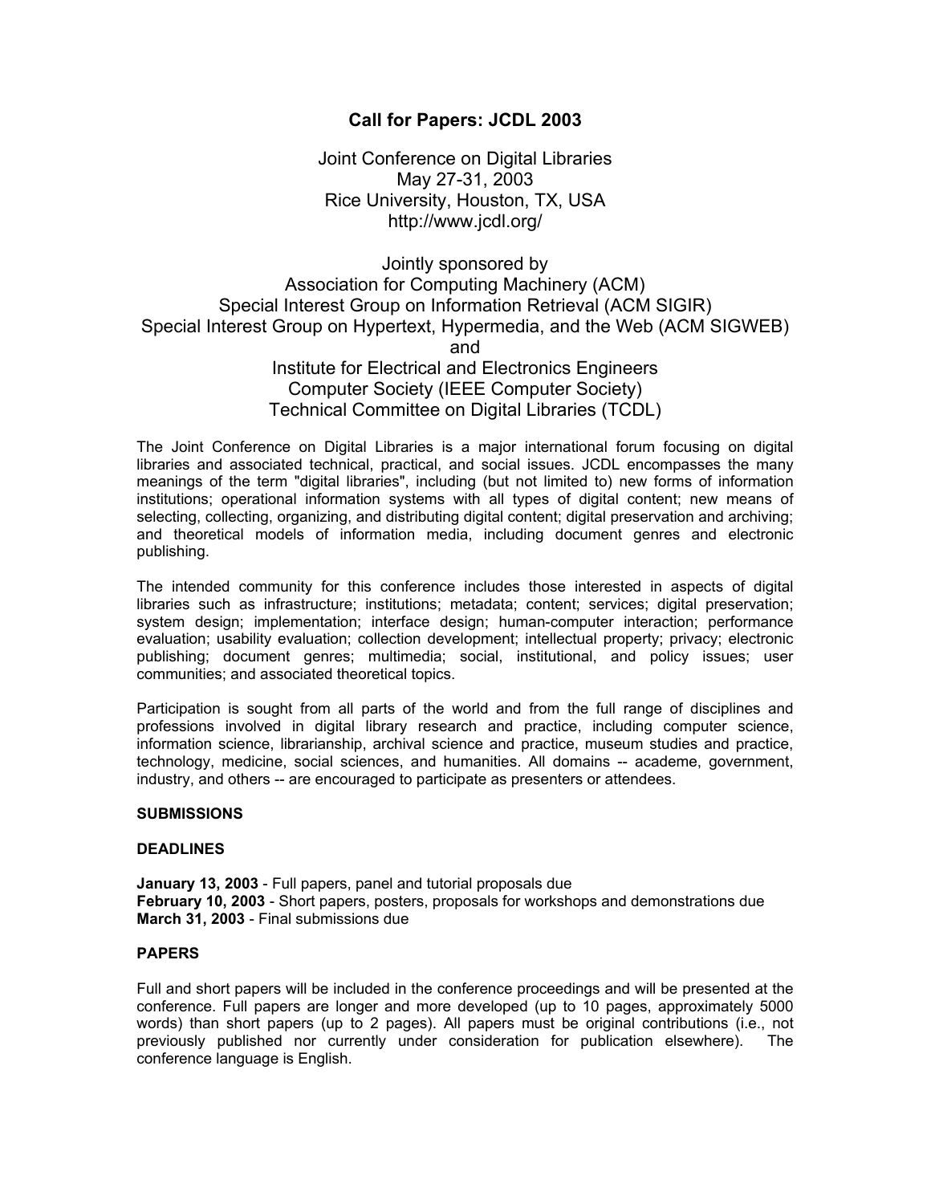# Call for Papers: JCDL 2003

Joint Conference on Digital Libraries
May 27-31, 2003
Rice University, Houston, TX, USA
http://www.jcdl.org/

Jointly sponsored by
Association for Computing Machinery (ACM)
Special Interest Group on Information Retrieval (ACM SIGIR)
Special Interest Group on Hypertext, Hypermedia, and the Web (ACM SIGWEB)
and
Institute for Electrical and Electronics Engineers
Computer Society (IEEE Computer Society)
Technical Committee on Digital Libraries (TCDL)

The Joint Conference on Digital Libraries is a major international forum focusing on digital libraries and associated technical, practical, and social issues. JCDL encompasses the many meanings of the term "digital libraries", including (but not limited to) new forms of information institutions; operational information systems with all types of digital content; new means of selecting, collecting, organizing, and distributing digital content; digital preservation and archiving; and theoretical models of information media, including document genres and electronic publishing.

The intended community for this conference includes those interested in aspects of digital libraries such as infrastructure; institutions; metadata; content; services; digital preservation; system design; implementation; interface design; human-computer interaction; performance evaluation; usability evaluation; collection development; intellectual property; privacy; electronic publishing; document genres; multimedia; social, institutional, and policy issues; user communities; and associated theoretical topics.

Participation is sought from all parts of the world and from the full range of disciplines and professions involved in digital library research and practice, including computer science, information science, librarianship, archival science and practice, museum studies and practice, technology, medicine, social sciences, and humanities. All domains -- academe, government, industry, and others -- are encouraged to participate as presenters or attendees.

## SUBMISSIONS

### DEADLINES

**January 13, 2003** - Full papers, panel and tutorial proposals due
**February 10, 2003** - Short papers, posters, proposals for workshops and demonstrations due
**March 31, 2003** - Final submissions due

### PAPERS

Full and short papers will be included in the conference proceedings and will be presented at the conference. Full papers are longer and more developed (up to 10 pages, approximately 5000 words) than short papers (up to 2 pages). All papers must be original contributions (i.e., not previously published nor currently under consideration for publication elsewhere). The conference language is English.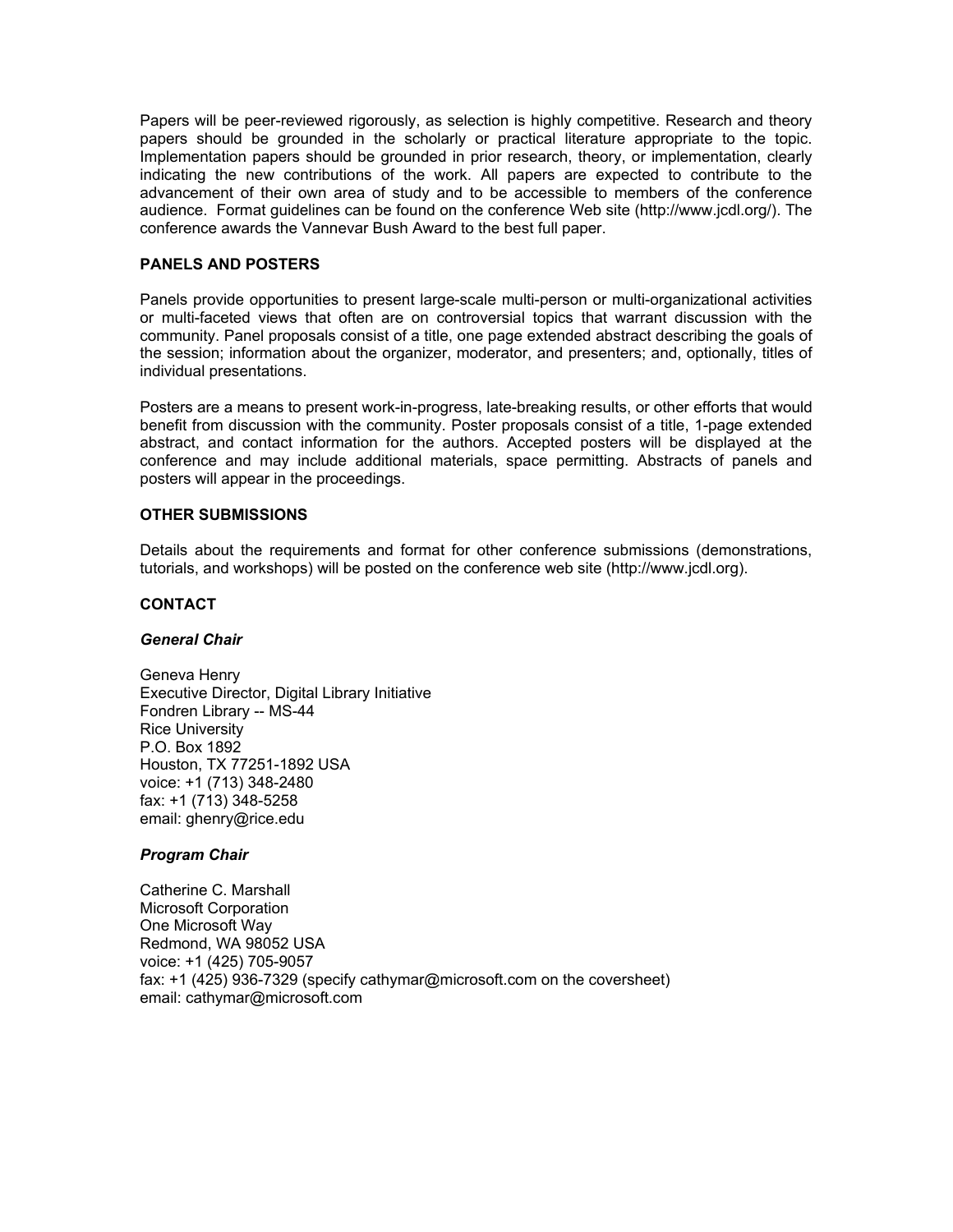Papers will be peer-reviewed rigorously, as selection is highly competitive. Research and theory papers should be grounded in the scholarly or practical literature appropriate to the topic. Implementation papers should be grounded in prior research, theory, or implementation, clearly indicating the new contributions of the work. All papers are expected to contribute to the advancement of their own area of study and to be accessible to members of the conference audience. Format guidelines can be found on the conference Web site (http://www.jcdl.org/). The conference awards the Vannevar Bush Award to the best full paper.

**PANELS AND POSTERS**

Panels provide opportunities to present large-scale multi-person or multi-organizational activities or multi-faceted views that often are on controversial topics that warrant discussion with the community. Panel proposals consist of a title, one page extended abstract describing the goals of the session; information about the organizer, moderator, and presenters; and, optionally, titles of individual presentations.

Posters are a means to present work-in-progress, late-breaking results, or other efforts that would benefit from discussion with the community. Poster proposals consist of a title, 1-page extended abstract, and contact information for the authors. Accepted posters will be displayed at the conference and may include additional materials, space permitting. Abstracts of panels and posters will appear in the proceedings.

**OTHER SUBMISSIONS**

Details about the requirements and format for other conference submissions (demonstrations, tutorials, and workshops) will be posted on the conference web site (http://www.jcdl.org).

**CONTACT**

***General Chair***

Geneva Henry
Executive Director, Digital Library Initiative
Fondren Library -- MS-44
Rice University
P.O. Box 1892
Houston, TX 77251-1892 USA
voice: +1 (713) 348-2480
fax: +1 (713) 348-5258
email: ghenry@rice.edu

***Program Chair***

Catherine C. Marshall
Microsoft Corporation
One Microsoft Way
Redmond, WA 98052 USA
voice: +1 (425) 705-9057
fax: +1 (425) 936-7329 (specify cathymar@microsoft.com on the coversheet)
email: cathymar@microsoft.com